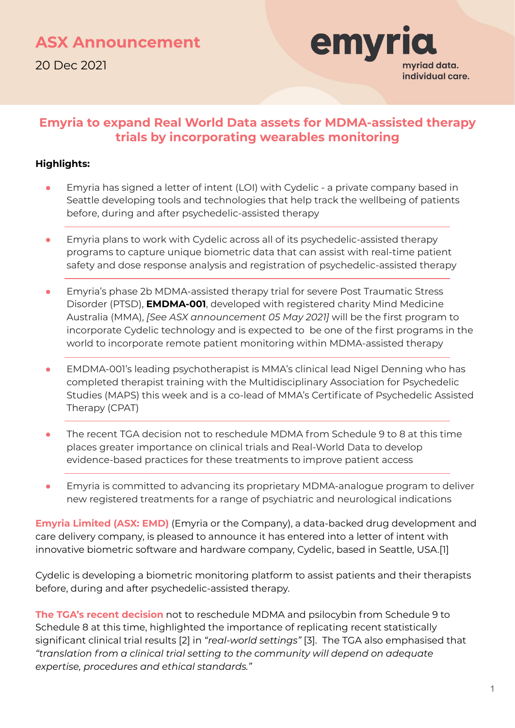# ASX Announcement

20 Dec 2021

emyria
myriad data. individual care.

## Emyria to expand Real World Data assets for MDMA-assisted therapy trials by incorporating wearables monitoring

**Highlights:**

- Emyria has signed a letter of intent (LOI) with Cydelic - a private company based in Seattle developing tools and technologies that help track the wellbeing of patients before, during and after psychedelic-assisted therapy
- Emyria plans to work with Cydelic across all of its psychedelic-assisted therapy programs to capture unique biometric data that can assist with real-time patient safety and dose response analysis and registration of psychedelic-assisted therapy
- Emyria's phase 2b MDMA-assisted therapy trial for severe Post Traumatic Stress Disorder (PTSD), **EMDMA-001**, developed with registered charity Mind Medicine Australia (MMA), *[See ASX announcement 05 May 2021]* will be the first program to incorporate Cydelic technology and is expected to be one of the first programs in the world to incorporate remote patient monitoring within MDMA-assisted therapy
- EMDMA-001's leading psychotherapist is MMA's clinical lead Nigel Denning who has completed therapist training with the Multidisciplinary Association for Psychedelic Studies (MAPS) this week and is a co-lead of MMA's Certificate of Psychedelic Assisted Therapy (CPAT)
- The recent TGA decision not to reschedule MDMA from Schedule 9 to 8 at this time places greater importance on clinical trials and Real-World Data to develop evidence-based practices for these treatments to improve patient access
- Emyria is committed to advancing its proprietary MDMA-analogue program to deliver new registered treatments for a range of psychiatric and neurological indications

**Emyria Limited (ASX: EMD)** (Emyria or the Company), a data-backed drug development and care delivery company, is pleased to announce it has entered into a letter of intent with innovative biometric software and hardware company, Cydelic, based in Seattle, USA.[1]

Cydelic is developing a biometric monitoring platform to assist patients and their therapists before, during and after psychedelic-assisted therapy.

**The TGA's recent decision** not to reschedule MDMA and psilocybin from Schedule 9 to Schedule 8 at this time, highlighted the importance of replicating recent statistically significant clinical trial results [2] in *"real-world settings"* [3]. The TGA also emphasised that *"translation from a clinical trial setting to the community will depend on adequate expertise, procedures and ethical standards."*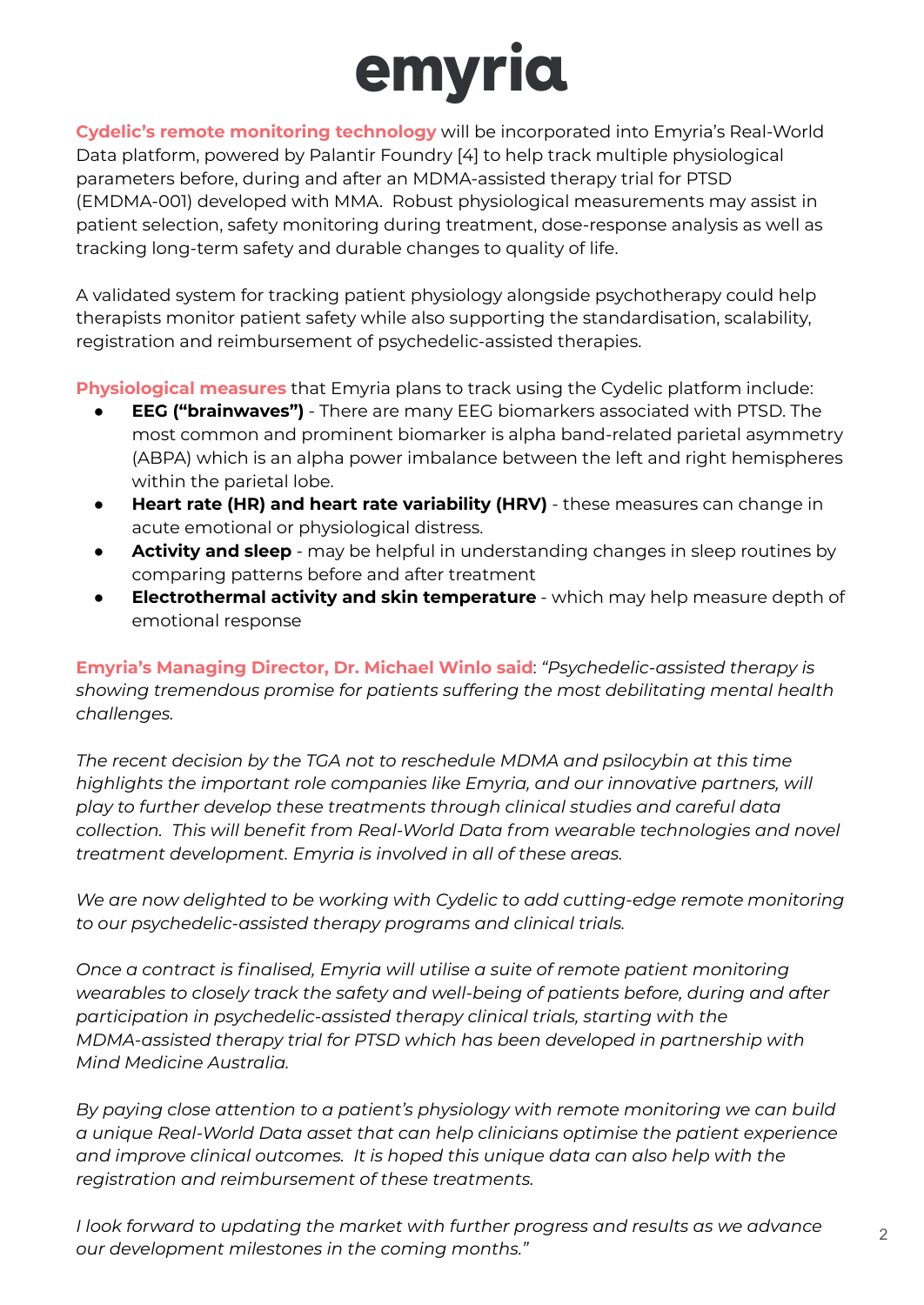**Cydelic's remote monitoring technology** will be incorporated into Emyria's Real-World Data platform, powered by Palantir Foundry [4] to help track multiple physiological parameters before, during and after an MDMA-assisted therapy trial for PTSD (EMDMA-001) developed with MMA. Robust physiological measurements may assist in patient selection, safety monitoring during treatment, dose-response analysis as well as tracking long-term safety and durable changes to quality of life.

A validated system for tracking patient physiology alongside psychotherapy could help therapists monitor patient safety while also supporting the standardisation, scalability, registration and reimbursement of psychedelic-assisted therapies.

**Physiological measures** that Emyria plans to track using the Cydelic platform include:

- **EEG ("brainwaves")** - There are many EEG biomarkers associated with PTSD. The most common and prominent biomarker is alpha band-related parietal asymmetry (ABPA) which is an alpha power imbalance between the left and right hemispheres within the parietal lobe.
- **Heart rate (HR) and heart rate variability (HRV)** - these measures can change in acute emotional or physiological distress.
- **Activity and sleep** - may be helpful in understanding changes in sleep routines by comparing patterns before and after treatment
- **Electrothermal activity and skin temperature** - which may help measure depth of emotional response

**Emyria's Managing Director, Dr. Michael Winlo said**: *"Psychedelic-assisted therapy is showing tremendous promise for patients suffering the most debilitating mental health challenges.*

*The recent decision by the TGA not to reschedule MDMA and psilocybin at this time highlights the important role companies like Emyria, and our innovative partners, will play to further develop these treatments through clinical studies and careful data collection. This will benefit from Real-World Data from wearable technologies and novel treatment development. Emyria is involved in all of these areas.*

*We are now delighted to be working with Cydelic to add cutting-edge remote monitoring to our psychedelic-assisted therapy programs and clinical trials.*

*Once a contract is finalised, Emyria will utilise a suite of remote patient monitoring wearables to closely track the safety and well-being of patients before, during and after participation in psychedelic-assisted therapy clinical trials, starting with the MDMA-assisted therapy trial for PTSD which has been developed in partnership with Mind Medicine Australia.*

*By paying close attention to a patient's physiology with remote monitoring we can build a unique Real-World Data asset that can help clinicians optimise the patient experience and improve clinical outcomes. It is hoped this unique data can also help with the registration and reimbursement of these treatments.*

*I look forward to updating the market with further progress and results as we advance our development milestones in the coming months."*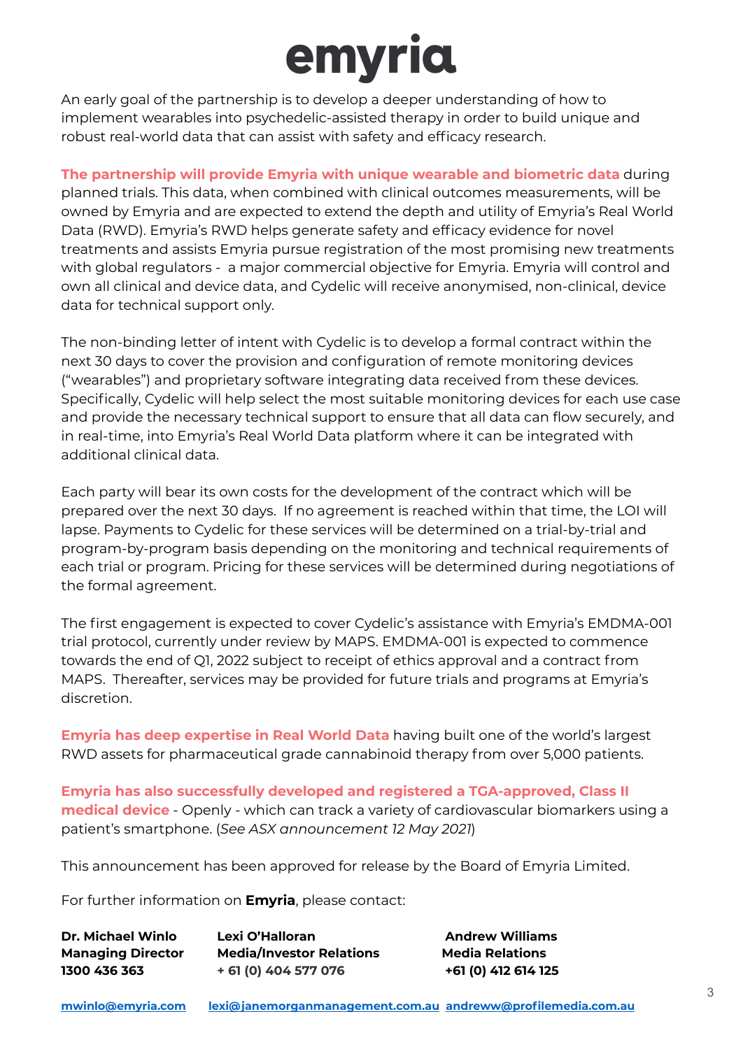An early goal of the partnership is to develop a deeper understanding of how to implement wearables into psychedelic-assisted therapy in order to build unique and robust real-world data that can assist with safety and efficacy research.

**The partnership will provide Emyria with unique wearable and biometric data** during planned trials. This data, when combined with clinical outcomes measurements, will be owned by Emyria and are expected to extend the depth and utility of Emyria's Real World Data (RWD). Emyria's RWD helps generate safety and efficacy evidence for novel treatments and assists Emyria pursue registration of the most promising new treatments with global regulators - a major commercial objective for Emyria. Emyria will control and own all clinical and device data, and Cydelic will receive anonymised, non-clinical, device data for technical support only.

The non-binding letter of intent with Cydelic is to develop a formal contract within the next 30 days to cover the provision and configuration of remote monitoring devices ("wearables") and proprietary software integrating data received from these devices. Specifically, Cydelic will help select the most suitable monitoring devices for each use case and provide the necessary technical support to ensure that all data can flow securely, and in real-time, into Emyria's Real World Data platform where it can be integrated with additional clinical data.

Each party will bear its own costs for the development of the contract which will be prepared over the next 30 days. If no agreement is reached within that time, the LOI will lapse. Payments to Cydelic for these services will be determined on a trial-by-trial and program-by-program basis depending on the monitoring and technical requirements of each trial or program. Pricing for these services will be determined during negotiations of the formal agreement.

The first engagement is expected to cover Cydelic's assistance with Emyria's EMDMA-001 trial protocol, currently under review by MAPS. EMDMA-001 is expected to commence towards the end of Q1, 2022 subject to receipt of ethics approval and a contract from MAPS. Thereafter, services may be provided for future trials and programs at Emyria's discretion.

**Emyria has deep expertise in Real World Data** having built one of the world's largest RWD assets for pharmaceutical grade cannabinoid therapy from over 5,000 patients.

**Emyria has also successfully developed and registered a TGA-approved, Class II medical device** - Openly - which can track a variety of cardiovascular biomarkers using a patient's smartphone. (*See ASX announcement 12 May 2021*)

This announcement has been approved for release by the Board of Emyria Limited.

For further information on **Emyria**, please contact:

| **Dr. Michael Winlo** | **Lexi O'Halloran** | **Andrew Williams** |
|---|---|---|
| **Managing Director** | **Media/Investor Relations** | **Media Relations** |
| **1300 436 363** | **+ 61 (0) 404 577 076** | **+61 (0) 412 614 125** |
| mwinlo@emyria.com | lexi@janemorganmanagement.com.au | andreww@profilemedia.com.au |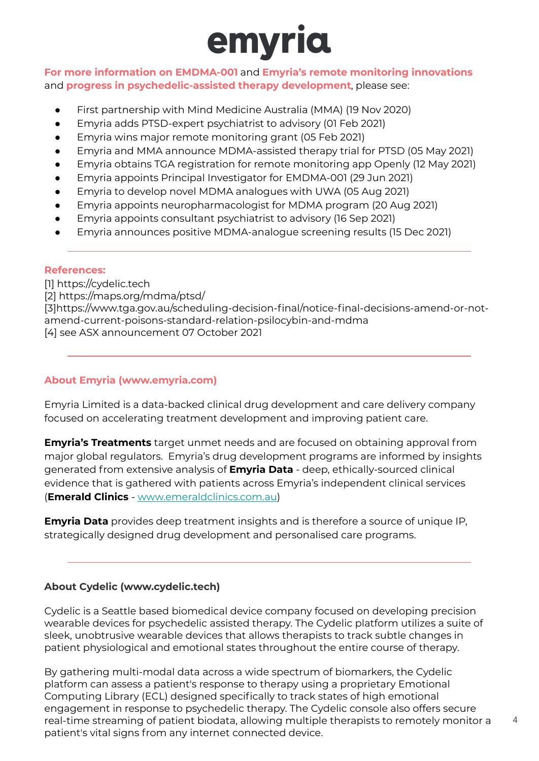**For more information on EMDMA-001** and **Emyria's remote monitoring innovations** and **progress in psychedelic-assisted therapy development**, please see:

- First partnership with Mind Medicine Australia (MMA) (19 Nov 2020)
- Emyria adds PTSD-expert psychiatrist to advisory (01 Feb 2021)
- Emyria wins major remote monitoring grant (05 Feb 2021)
- Emyria and MMA announce MDMA-assisted therapy trial for PTSD (05 May 2021)
- Emyria obtains TGA registration for remote monitoring app Openly (12 May 2021)
- Emyria appoints Principal Investigator for EMDMA-001 (29 Jun 2021)
- Emyria to develop novel MDMA analogues with UWA (05 Aug 2021)
- Emyria appoints neuropharmacologist for MDMA program (20 Aug 2021)
- Emyria appoints consultant psychiatrist to advisory (16 Sep 2021)
- Emyria announces positive MDMA-analogue screening results (15 Dec 2021)

---

**References:**

[1] https://cydelic.tech
[2] https://maps.org/mdma/ptsd/
[3]https://www.tga.gov.au/scheduling-decision-final/notice-final-decisions-amend-or-not-amend-current-poisons-standard-relation-psilocybin-and-mdma
[4] see ASX announcement 07 October 2021

---

**About Emyria (www.emyria.com)**

Emyria Limited is a data-backed clinical drug development and care delivery company focused on accelerating treatment development and improving patient care.

**Emyria's Treatments** target unmet needs and are focused on obtaining approval from major global regulators. Emyria's drug development programs are informed by insights generated from extensive analysis of **Emyria Data** - deep, ethically-sourced clinical evidence that is gathered with patients across Emyria's independent clinical services (**Emerald Clinics** - www.emeraldclinics.com.au)

**Emyria Data** provides deep treatment insights and is therefore a source of unique IP, strategically designed drug development and personalised care programs.

---

**About Cydelic (www.cydelic.tech)**

Cydelic is a Seattle based biomedical device company focused on developing precision wearable devices for psychedelic assisted therapy. The Cydelic platform utilizes a suite of sleek, unobtrusive wearable devices that allows therapists to track subtle changes in patient physiological and emotional states throughout the entire course of therapy.

By gathering multi-modal data across a wide spectrum of biomarkers, the Cydelic platform can assess a patient's response to therapy using a proprietary Emotional Computing Library (ECL) designed specifically to track states of high emotional engagement in response to psychedelic therapy. The Cydelic console also offers secure real-time streaming of patient biodata, allowing multiple therapists to remotely monitor a patient's vital signs from any internet connected device.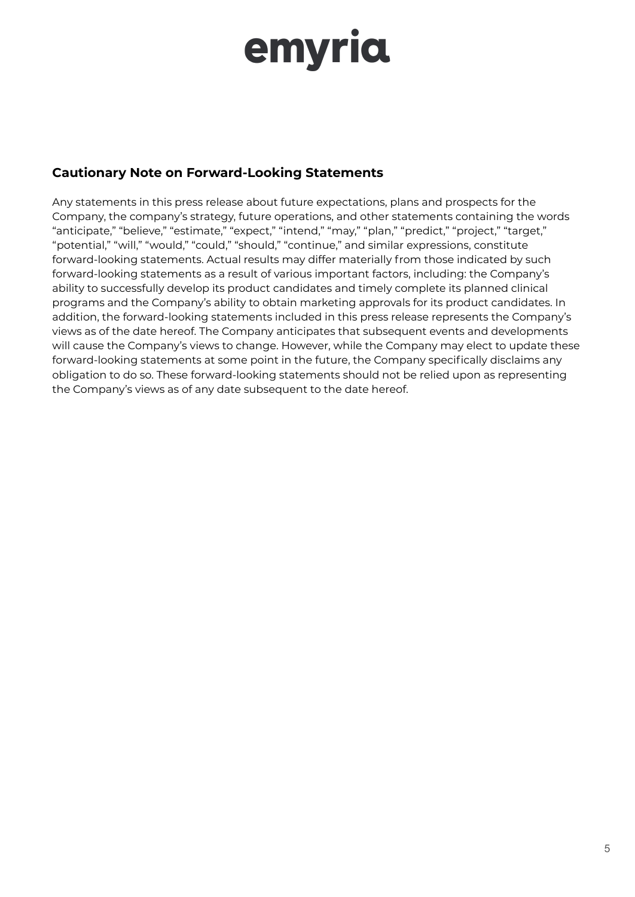**Cautionary Note on Forward-Looking Statements**

Any statements in this press release about future expectations, plans and prospects for the Company, the company's strategy, future operations, and other statements containing the words "anticipate," "believe," "estimate," "expect," "intend," "may," "plan," "predict," "project," "target," "potential," "will," "would," "could," "should," "continue," and similar expressions, constitute forward-looking statements. Actual results may differ materially from those indicated by such forward-looking statements as a result of various important factors, including: the Company's ability to successfully develop its product candidates and timely complete its planned clinical programs and the Company's ability to obtain marketing approvals for its product candidates. In addition, the forward-looking statements included in this press release represents the Company's views as of the date hereof. The Company anticipates that subsequent events and developments will cause the Company's views to change. However, while the Company may elect to update these forward-looking statements at some point in the future, the Company specifically disclaims any obligation to do so. These forward-looking statements should not be relied upon as representing the Company's views as of any date subsequent to the date hereof.